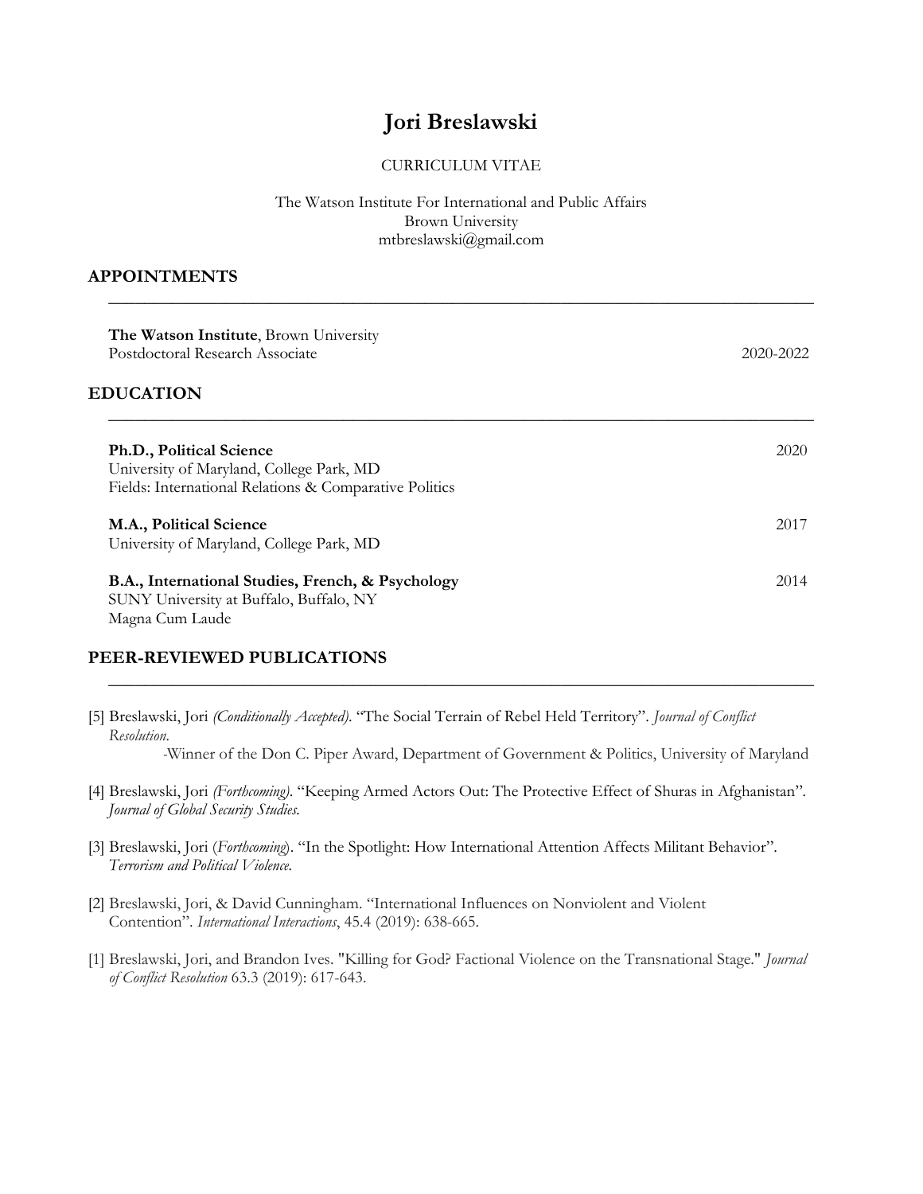# Jori Breslawski

CURRICULUM VITAE

The Watson Institute For International and Public Affairs
Brown University
mtbreslawski@gmail.com

## APPOINTMENTS

**The Watson Institute**, Brown University
Postdoctoral Research Associate — 2020-2022

## EDUCATION

**Ph.D., Political Science** — 2020
University of Maryland, College Park, MD
Fields: International Relations & Comparative Politics

**M.A., Political Science** — 2017
University of Maryland, College Park, MD

**B.A., International Studies, French, & Psychology** — 2014
SUNY University at Buffalo, Buffalo, NY
Magna Cum Laude

## PEER-REVIEWED PUBLICATIONS

[5] Breslawski, Jori *(Conditionally Accepted)*. "The Social Terrain of Rebel Held Territory". *Journal of Conflict Resolution.*
-Winner of the Don C. Piper Award, Department of Government & Politics, University of Maryland

[4] Breslawski, Jori *(Forthcoming)*. "Keeping Armed Actors Out: The Protective Effect of Shuras in Afghanistan". *Journal of Global Security Studies.*

[3] Breslawski, Jori (*Forthcoming*). "In the Spotlight: How International Attention Affects Militant Behavior". *Terrorism and Political Violence.*

[2] Breslawski, Jori, & David Cunningham. "International Influences on Nonviolent and Violent Contention". *International Interactions*, 45.4 (2019): 638-665.

[1] Breslawski, Jori, and Brandon Ives. "Killing for God? Factional Violence on the Transnational Stage." *Journal of Conflict Resolution* 63.3 (2019): 617-643.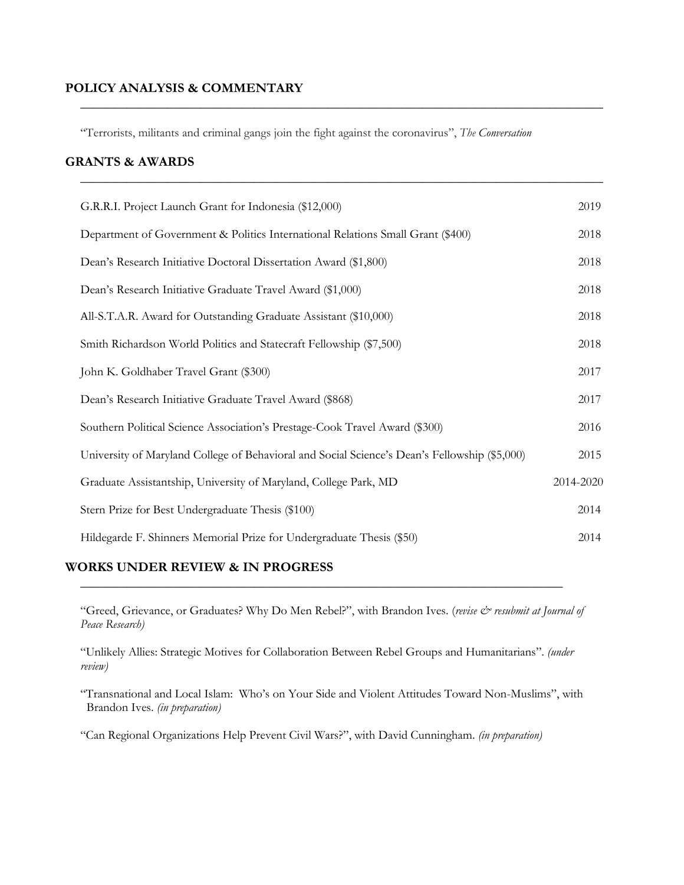## POLICY ANALYSIS & COMMENTARY

"Terrorists, militants and criminal gangs join the fight against the coronavirus", *The Conversation*

## GRANTS & AWARDS

| | |
|---|---|
| G.R.R.I. Project Launch Grant for Indonesia ($12,000) | 2019 |
| Department of Government & Politics International Relations Small Grant ($400) | 2018 |
| Dean's Research Initiative Doctoral Dissertation Award ($1,800) | 2018 |
| Dean's Research Initiative Graduate Travel Award ($1,000) | 2018 |
| All-S.T.A.R. Award for Outstanding Graduate Assistant ($10,000) | 2018 |
| Smith Richardson World Politics and Statecraft Fellowship ($7,500) | 2018 |
| John K. Goldhaber Travel Grant ($300) | 2017 |
| Dean's Research Initiative Graduate Travel Award ($868) | 2017 |
| Southern Political Science Association's Prestage-Cook Travel Award ($300) | 2016 |
| University of Maryland College of Behavioral and Social Science's Dean's Fellowship ($5,000) | 2015 |
| Graduate Assistantship, University of Maryland, College Park, MD | 2014-2020 |
| Stern Prize for Best Undergraduate Thesis ($100) | 2014 |
| Hildegarde F. Shinners Memorial Prize for Undergraduate Thesis ($50) | 2014 |

## WORKS UNDER REVIEW & IN PROGRESS

"Greed, Grievance, or Graduates? Why Do Men Rebel?", with Brandon Ives. (*revise & resubmit at Journal of Peace Research)*

"Unlikely Allies: Strategic Motives for Collaboration Between Rebel Groups and Humanitarians". *(under review)*

"Transnational and Local Islam: Who's on Your Side and Violent Attitudes Toward Non-Muslims", with Brandon Ives. *(in preparation)*

"Can Regional Organizations Help Prevent Civil Wars?", with David Cunningham. *(in preparation)*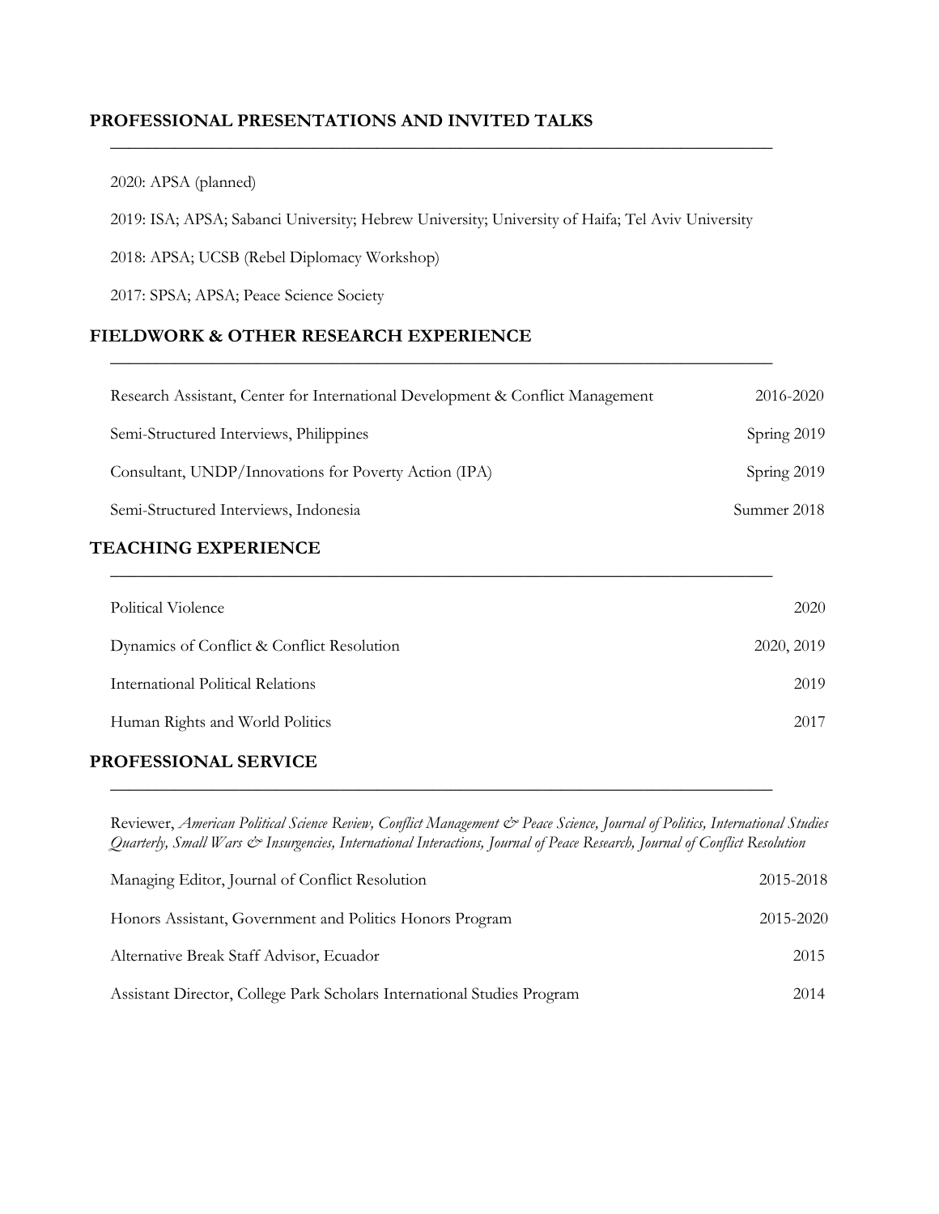## PROFESSIONAL PRESENTATIONS AND INVITED TALKS

2020: APSA (planned)

2019: ISA; APSA; Sabanci University; Hebrew University; University of Haifa; Tel Aviv University

2018: APSA; UCSB (Rebel Diplomacy Workshop)

2017: SPSA; APSA; Peace Science Society

## FIELDWORK & OTHER RESEARCH EXPERIENCE

| | |
|---|---|
| Research Assistant, Center for International Development & Conflict Management | 2016-2020 |
| Semi-Structured Interviews, Philippines | Spring 2019 |
| Consultant, UNDP/Innovations for Poverty Action (IPA) | Spring 2019 |
| Semi-Structured Interviews, Indonesia | Summer 2018 |

## TEACHING EXPERIENCE

| | |
|---|---|
| Political Violence | 2020 |
| Dynamics of Conflict & Conflict Resolution | 2020, 2019 |
| International Political Relations | 2019 |
| Human Rights and World Politics | 2017 |

## PROFESSIONAL SERVICE

Reviewer, *American Political Science Review, Conflict Management & Peace Science, Journal of Politics, International Studies Quarterly, Small Wars & Insurgencies, International Interactions, Journal of Peace Research, Journal of Conflict Resolution*

| | |
|---|---|
| Managing Editor, Journal of Conflict Resolution | 2015-2018 |
| Honors Assistant, Government and Politics Honors Program | 2015-2020 |
| Alternative Break Staff Advisor, Ecuador | 2015 |
| Assistant Director, College Park Scholars International Studies Program | 2014 |